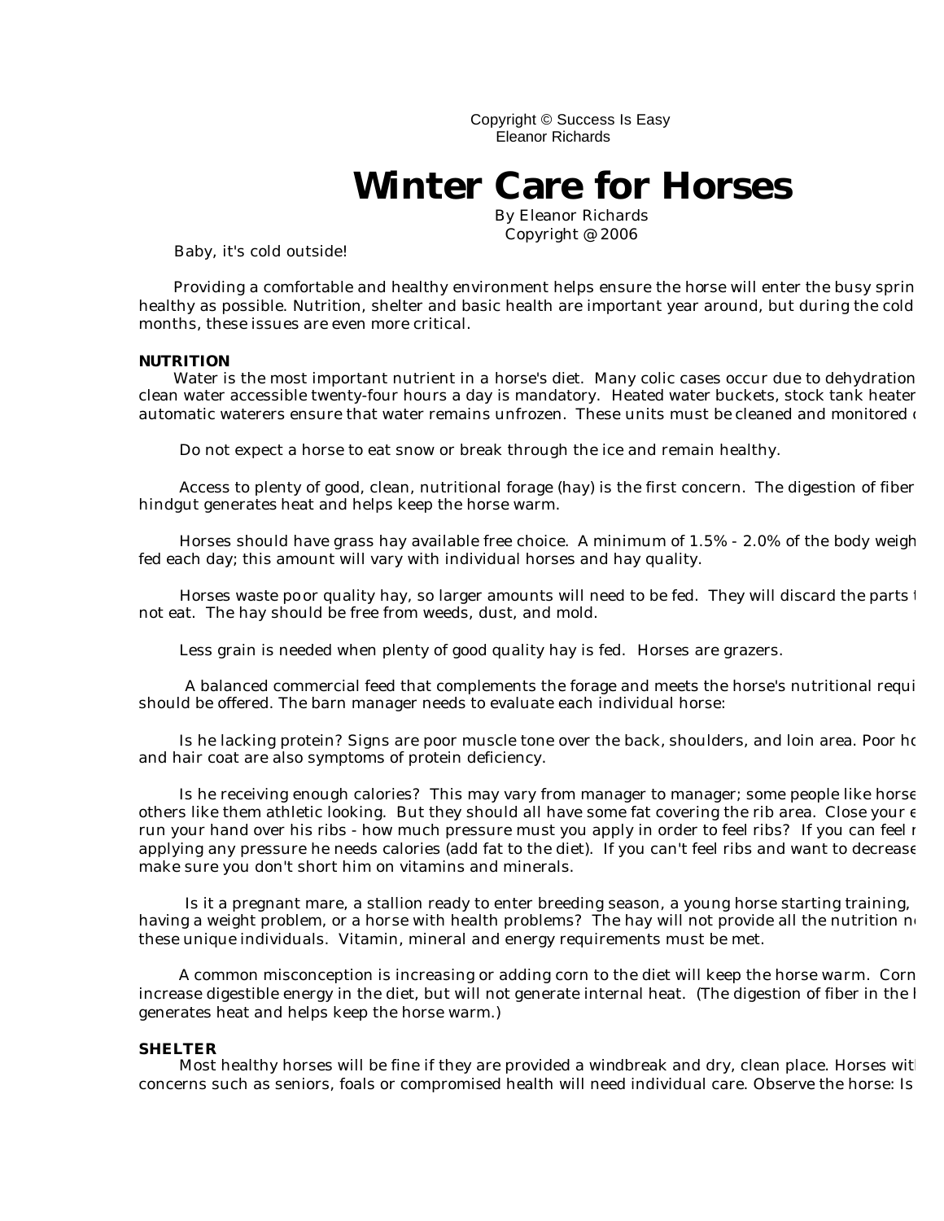Copyright © Success Is Easy
Eleanor Richards

# Winter Care for Horses

By Eleanor Richards
Copyright @ 2006

Baby, it's cold outside!

Providing a comfortable and healthy environment helps ensure the horse will enter the busy sprin healthy as possible. Nutrition, shelter and basic health are important year around, but during the cold months, these issues are even more critical.

**NUTRITION**

Water is the most important nutrient in a horse's diet. Many colic cases occur due to dehydration clean water accessible twenty-four hours a day is mandatory. Heated water buckets, stock tank heater automatic waterers ensure that water remains unfrozen. These units must be cleaned and monitored d

Do not expect a horse to eat snow or break through the ice and remain healthy.

Access to plenty of good, clean, nutritional forage (hay) is the first concern. The digestion of fiber hindgut generates heat and helps keep the horse warm.

Horses should have grass hay available free choice. A minimum of 1.5% - 2.0% of the body weigh fed each day; this amount will vary with individual horses and hay quality.

Horses waste poor quality hay, so larger amounts will need to be fed. They will discard the parts t not eat. The hay should be free from weeds, dust, and mold.

Less grain is needed when plenty of good quality hay is fed. Horses are grazers.

A balanced commercial feed that complements the forage and meets the horse's nutritional requi should be offered. The barn manager needs to evaluate each individual horse:

Is he lacking protein? Signs are poor muscle tone over the back, shoulders, and loin area. Poor ho and hair coat are also symptoms of protein deficiency.

Is he receiving enough calories? This may vary from manager to manager; some people like horse others like them athletic looking. But they should all have some fat covering the rib area. Close your e run your hand over his ribs - how much pressure must you apply in order to feel ribs? If you can feel r applying any pressure he needs calories (add fat to the diet). If you can't feel ribs and want to decrease make sure you don't short him on vitamins and minerals.

Is it a pregnant mare, a stallion ready to enter breeding season, a young horse starting training, having a weight problem, or a horse with health problems? The hay will not provide all the nutrition ne these unique individuals. Vitamin, mineral and energy requirements must be met.

A common misconception is increasing or adding corn to the diet will keep the horse warm. Corn increase digestible energy in the diet, but will not generate internal heat. (The digestion of fiber in the h generates heat and helps keep the horse warm.)

**SHELTER**

Most healthy horses will be fine if they are provided a windbreak and dry, clean place. Horses wit concerns such as seniors, foals or compromised health will need individual care. Observe the horse: Is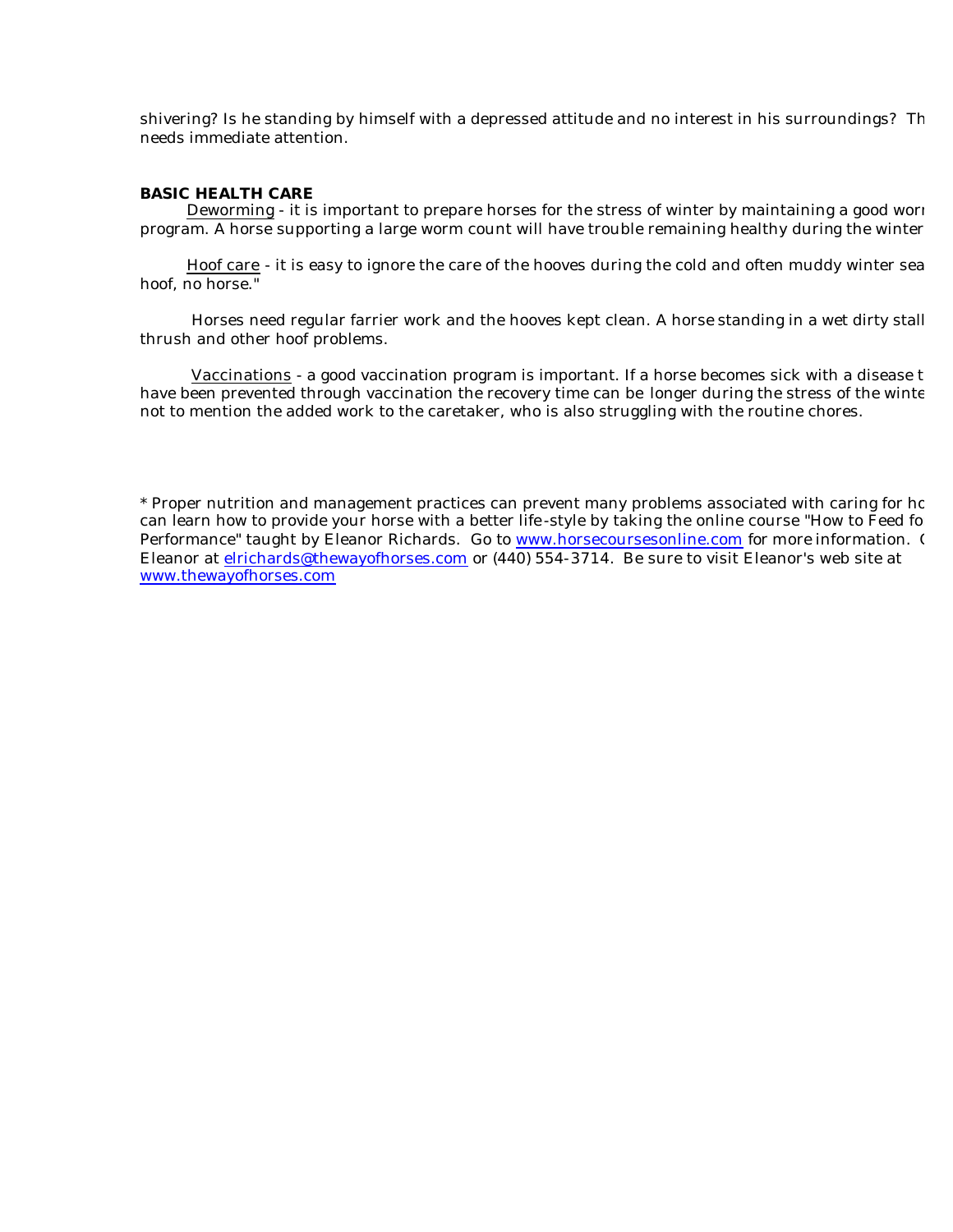shivering? Is he standing by himself with a depressed attitude and no interest in his surroundings? Th needs immediate attention.

**BASIC HEALTH CARE**

Deworming - it is important to prepare horses for the stress of winter by maintaining a good worm program. A horse supporting a large worm count will have trouble remaining healthy during the winter

Hoof care - it is easy to ignore the care of the hooves during the cold and often muddy winter sea hoof, no horse."

Horses need regular farrier work and the hooves kept clean. A horse standing in a wet dirty stall thrush and other hoof problems.

Vaccinations - a good vaccination program is important. If a horse becomes sick with a disease t have been prevented through vaccination the recovery time can be longer during the stress of the winte not to mention the added work to the caretaker, who is also struggling with the routine chores.

* Proper nutrition and management practices can prevent many problems associated with caring for ho can learn how to provide your horse with a better life-style by taking the online course "How to Feed fo Performance" taught by Eleanor Richards. Go to www.horsecoursesonline.com for more information. C Eleanor at elrichards@thewayofhorses.com or (440) 554-3714. Be sure to visit Eleanor's web site at www.thewayofhorses.com